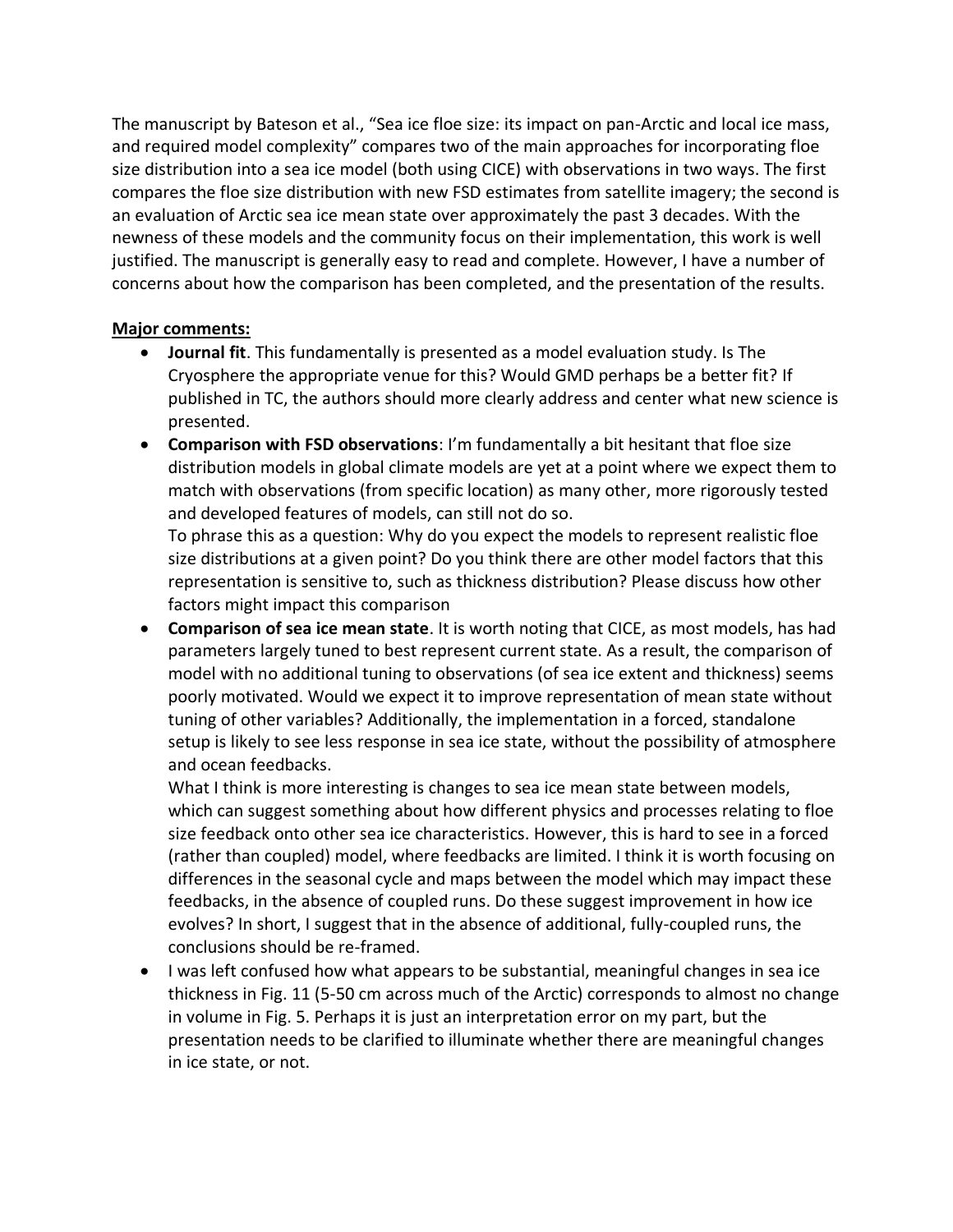The manuscript by Bateson et al., "Sea ice floe size: its impact on pan-Arctic and local ice mass, and required model complexity" compares two of the main approaches for incorporating floe size distribution into a sea ice model (both using CICE) with observations in two ways. The first compares the floe size distribution with new FSD estimates from satellite imagery; the second is an evaluation of Arctic sea ice mean state over approximately the past 3 decades. With the newness of these models and the community focus on their implementation, this work is well justified. The manuscript is generally easy to read and complete. However, I have a number of concerns about how the comparison has been completed, and the presentation of the results.

**Major comments:**

- **Journal fit**. This fundamentally is presented as a model evaluation study. Is The Cryosphere the appropriate venue for this? Would GMD perhaps be a better fit? If published in TC, the authors should more clearly address and center what new science is presented.
- **Comparison with FSD observations**: I'm fundamentally a bit hesitant that floe size distribution models in global climate models are yet at a point where we expect them to match with observations (from specific location) as many other, more rigorously tested and developed features of models, can still not do so.

  To phrase this as a question: Why do you expect the models to represent realistic floe size distributions at a given point? Do you think there are other model factors that this representation is sensitive to, such as thickness distribution? Please discuss how other factors might impact this comparison
- **Comparison of sea ice mean state**. It is worth noting that CICE, as most models, has had parameters largely tuned to best represent current state. As a result, the comparison of model with no additional tuning to observations (of sea ice extent and thickness) seems poorly motivated. Would we expect it to improve representation of mean state without tuning of other variables? Additionally, the implementation in a forced, standalone setup is likely to see less response in sea ice state, without the possibility of atmosphere and ocean feedbacks.

  What I think is more interesting is changes to sea ice mean state between models, which can suggest something about how different physics and processes relating to floe size feedback onto other sea ice characteristics. However, this is hard to see in a forced (rather than coupled) model, where feedbacks are limited. I think it is worth focusing on differences in the seasonal cycle and maps between the model which may impact these feedbacks, in the absence of coupled runs. Do these suggest improvement in how ice evolves? In short, I suggest that in the absence of additional, fully-coupled runs, the conclusions should be re-framed.
- I was left confused how what appears to be substantial, meaningful changes in sea ice thickness in Fig. 11 (5-50 cm across much of the Arctic) corresponds to almost no change in volume in Fig. 5. Perhaps it is just an interpretation error on my part, but the presentation needs to be clarified to illuminate whether there are meaningful changes in ice state, or not.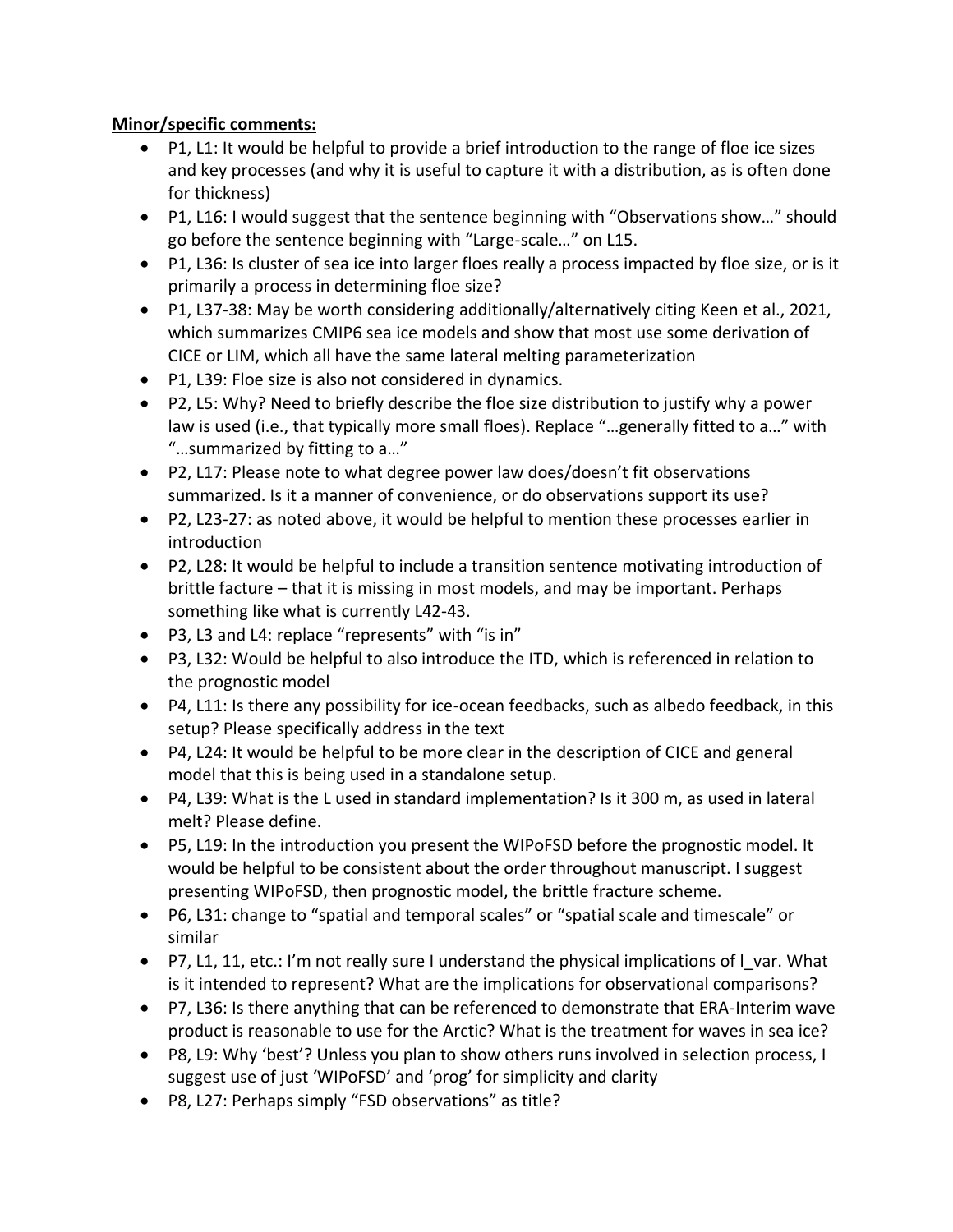**Minor/specific comments:**

- P1, L1: It would be helpful to provide a brief introduction to the range of floe ice sizes and key processes (and why it is useful to capture it with a distribution, as is often done for thickness)
- P1, L16: I would suggest that the sentence beginning with "Observations show…" should go before the sentence beginning with "Large-scale…" on L15.
- P1, L36: Is cluster of sea ice into larger floes really a process impacted by floe size, or is it primarily a process in determining floe size?
- P1, L37-38: May be worth considering additionally/alternatively citing Keen et al., 2021, which summarizes CMIP6 sea ice models and show that most use some derivation of CICE or LIM, which all have the same lateral melting parameterization
- P1, L39: Floe size is also not considered in dynamics.
- P2, L5: Why? Need to briefly describe the floe size distribution to justify why a power law is used (i.e., that typically more small floes). Replace "…generally fitted to a…" with "…summarized by fitting to a…"
- P2, L17: Please note to what degree power law does/doesn't fit observations summarized. Is it a manner of convenience, or do observations support its use?
- P2, L23-27: as noted above, it would be helpful to mention these processes earlier in introduction
- P2, L28: It would be helpful to include a transition sentence motivating introduction of brittle facture – that it is missing in most models, and may be important. Perhaps something like what is currently L42-43.
- P3, L3 and L4: replace "represents" with "is in"
- P3, L32: Would be helpful to also introduce the ITD, which is referenced in relation to the prognostic model
- P4, L11: Is there any possibility for ice-ocean feedbacks, such as albedo feedback, in this setup? Please specifically address in the text
- P4, L24: It would be helpful to be more clear in the description of CICE and general model that this is being used in a standalone setup.
- P4, L39: What is the L used in standard implementation? Is it 300 m, as used in lateral melt? Please define.
- P5, L19: In the introduction you present the WIPoFSD before the prognostic model. It would be helpful to be consistent about the order throughout manuscript. I suggest presenting WIPoFSD, then prognostic model, the brittle fracture scheme.
- P6, L31: change to "spatial and temporal scales" or "spatial scale and timescale" or similar
- P7, L1, 11, etc.: I'm not really sure I understand the physical implications of $l_{var}$. What is it intended to represent? What are the implications for observational comparisons?
- P7, L36: Is there anything that can be referenced to demonstrate that ERA-Interim wave product is reasonable to use for the Arctic? What is the treatment for waves in sea ice?
- P8, L9: Why 'best'? Unless you plan to show others runs involved in selection process, I suggest use of just 'WIPoFSD' and 'prog' for simplicity and clarity
- P8, L27: Perhaps simply "FSD observations" as title?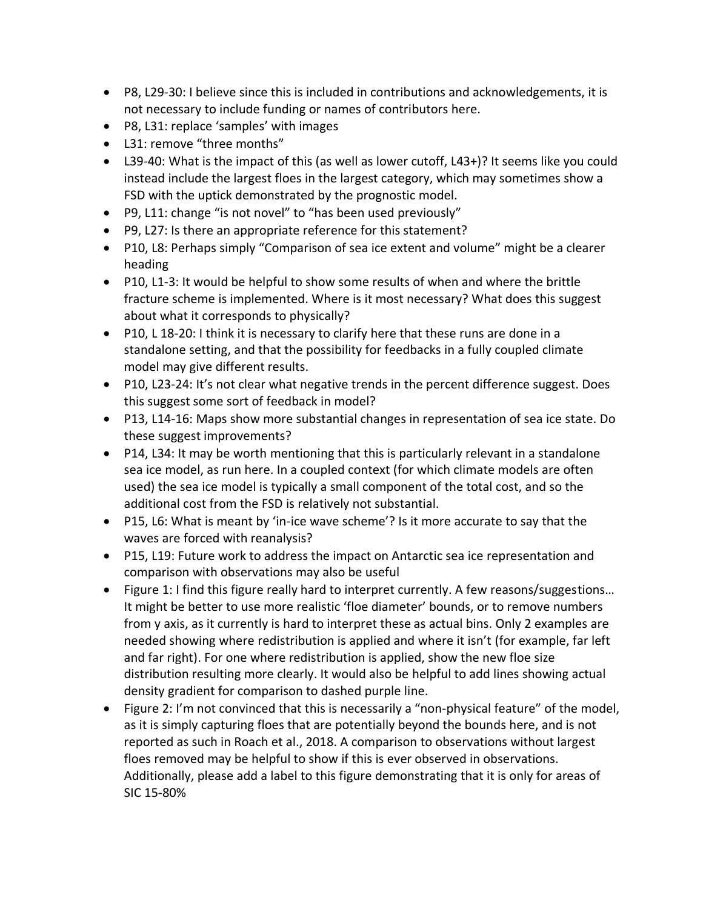- P8, L29-30: I believe since this is included in contributions and acknowledgements, it is not necessary to include funding or names of contributors here.
- P8, L31: replace 'samples' with images
- L31: remove "three months"
- L39-40: What is the impact of this (as well as lower cutoff, L43+)? It seems like you could instead include the largest floes in the largest category, which may sometimes show a FSD with the uptick demonstrated by the prognostic model.
- P9, L11: change "is not novel" to "has been used previously"
- P9, L27: Is there an appropriate reference for this statement?
- P10, L8: Perhaps simply "Comparison of sea ice extent and volume" might be a clearer heading
- P10, L1-3: It would be helpful to show some results of when and where the brittle fracture scheme is implemented. Where is it most necessary? What does this suggest about what it corresponds to physically?
- P10, L 18-20: I think it is necessary to clarify here that these runs are done in a standalone setting, and that the possibility for feedbacks in a fully coupled climate model may give different results.
- P10, L23-24: It's not clear what negative trends in the percent difference suggest. Does this suggest some sort of feedback in model?
- P13, L14-16: Maps show more substantial changes in representation of sea ice state. Do these suggest improvements?
- P14, L34: It may be worth mentioning that this is particularly relevant in a standalone sea ice model, as run here. In a coupled context (for which climate models are often used) the sea ice model is typically a small component of the total cost, and so the additional cost from the FSD is relatively not substantial.
- P15, L6: What is meant by 'in-ice wave scheme'? Is it more accurate to say that the waves are forced with reanalysis?
- P15, L19: Future work to address the impact on Antarctic sea ice representation and comparison with observations may also be useful
- Figure 1: I find this figure really hard to interpret currently. A few reasons/suggestions… It might be better to use more realistic 'floe diameter' bounds, or to remove numbers from y axis, as it currently is hard to interpret these as actual bins. Only 2 examples are needed showing where redistribution is applied and where it isn't (for example, far left and far right). For one where redistribution is applied, show the new floe size distribution resulting more clearly. It would also be helpful to add lines showing actual density gradient for comparison to dashed purple line.
- Figure 2: I'm not convinced that this is necessarily a "non-physical feature" of the model, as it is simply capturing floes that are potentially beyond the bounds here, and is not reported as such in Roach et al., 2018. A comparison to observations without largest floes removed may be helpful to show if this is ever observed in observations. Additionally, please add a label to this figure demonstrating that it is only for areas of SIC 15-80%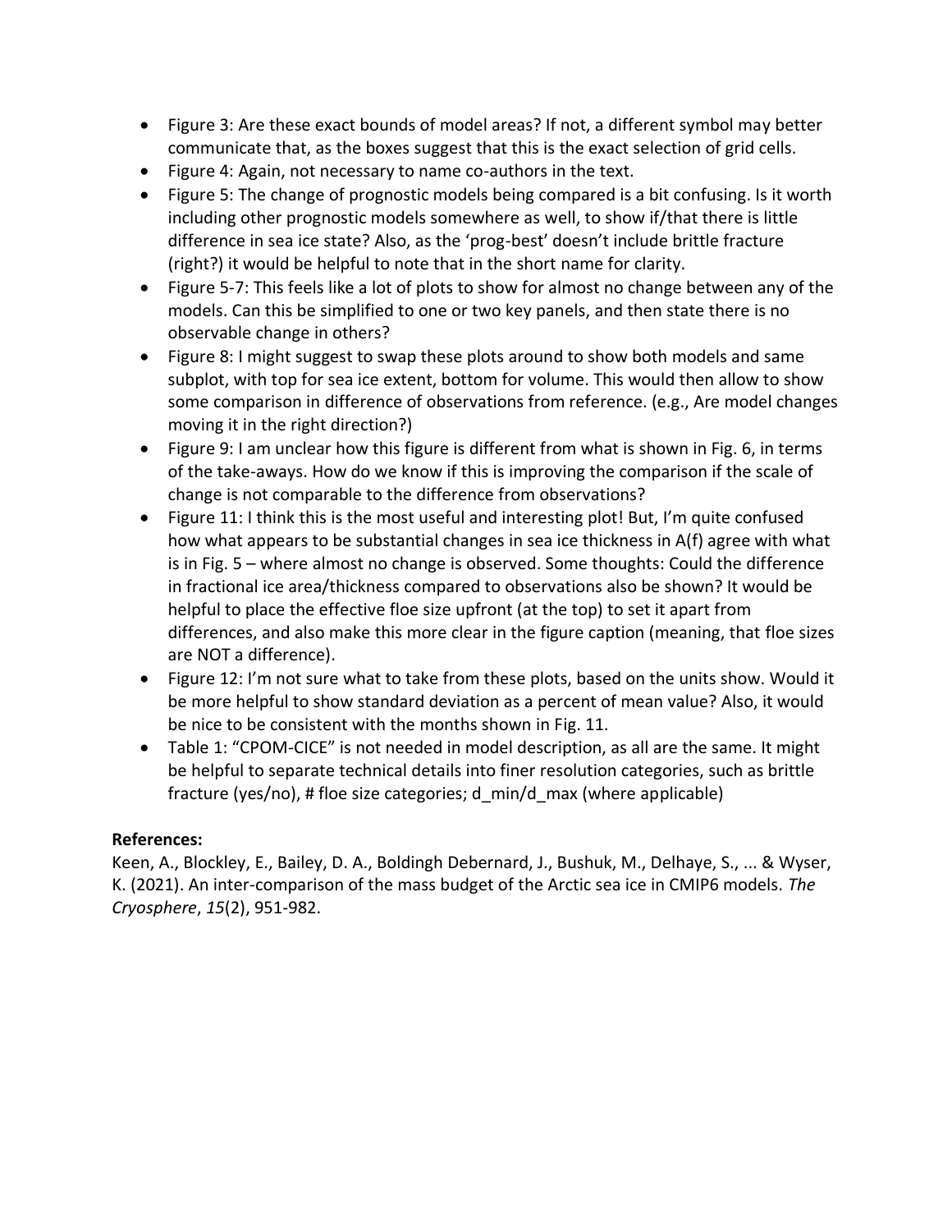- Figure 3: Are these exact bounds of model areas? If not, a different symbol may better communicate that, as the boxes suggest that this is the exact selection of grid cells.
- Figure 4: Again, not necessary to name co-authors in the text.
- Figure 5: The change of prognostic models being compared is a bit confusing. Is it worth including other prognostic models somewhere as well, to show if/that there is little difference in sea ice state? Also, as the 'prog-best' doesn't include brittle fracture (right?) it would be helpful to note that in the short name for clarity.
- Figure 5-7: This feels like a lot of plots to show for almost no change between any of the models. Can this be simplified to one or two key panels, and then state there is no observable change in others?
- Figure 8: I might suggest to swap these plots around to show both models and same subplot, with top for sea ice extent, bottom for volume. This would then allow to show some comparison in difference of observations from reference. (e.g., Are model changes moving it in the right direction?)
- Figure 9: I am unclear how this figure is different from what is shown in Fig. 6, in terms of the take-aways. How do we know if this is improving the comparison if the scale of change is not comparable to the difference from observations?
- Figure 11: I think this is the most useful and interesting plot! But, I'm quite confused how what appears to be substantial changes in sea ice thickness in A(f) agree with what is in Fig. 5 – where almost no change is observed. Some thoughts: Could the difference in fractional ice area/thickness compared to observations also be shown? It would be helpful to place the effective floe size upfront (at the top) to set it apart from differences, and also make this more clear in the figure caption (meaning, that floe sizes are NOT a difference).
- Figure 12: I'm not sure what to take from these plots, based on the units show. Would it be more helpful to show standard deviation as a percent of mean value? Also, it would be nice to be consistent with the months shown in Fig. 11.
- Table 1: "CPOM-CICE" is not needed in model description, as all are the same. It might be helpful to separate technical details into finer resolution categories, such as brittle fracture (yes/no), # floe size categories; d_min/d_max (where applicable)

**References:**

Keen, A., Blockley, E., Bailey, D. A., Boldingh Debernard, J., Bushuk, M., Delhaye, S., ... & Wyser, K. (2021). An inter-comparison of the mass budget of the Arctic sea ice in CMIP6 models. *The Cryosphere*, *15*(2), 951-982.